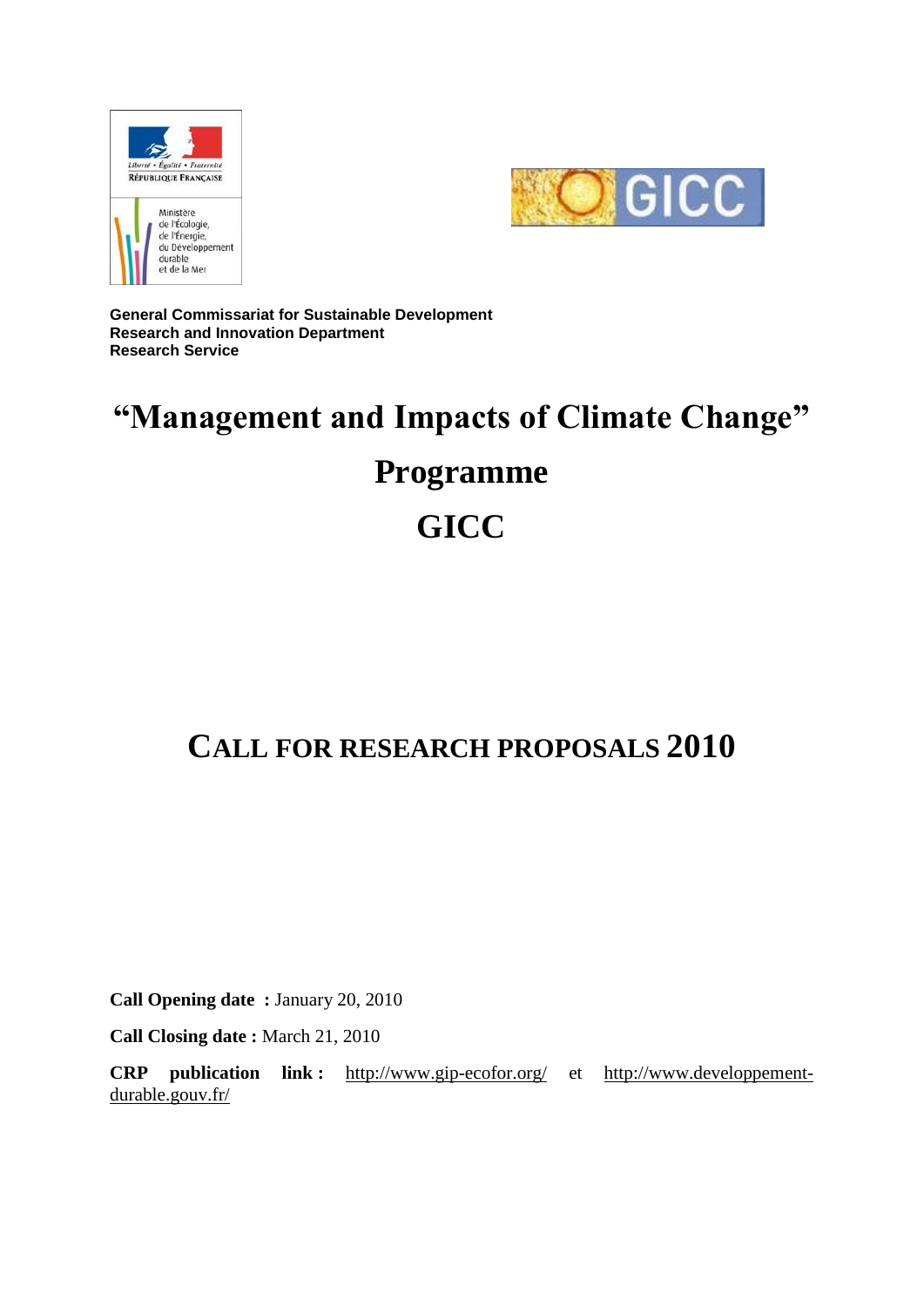Liberté • Égalité • Fraternité
RÉPUBLIQUE FRANÇAISE

Ministère
de l'Écologie,
de l'Énergie,
du Développement
durable
et de la Mer

GICC

**General Commissariat for Sustainable Development**
**Research and Innovation Department**
**Research Service**

# "Management and Impacts of Climate Change" Programme

# GICC

## CALL FOR RESEARCH PROPOSALS 2010

**Call Opening date :** January 20, 2010

**Call Closing date :** March 21, 2010

**CRP publication link :** http://www.gip-ecofor.org/ et http://www.developpement-durable.gouv.fr/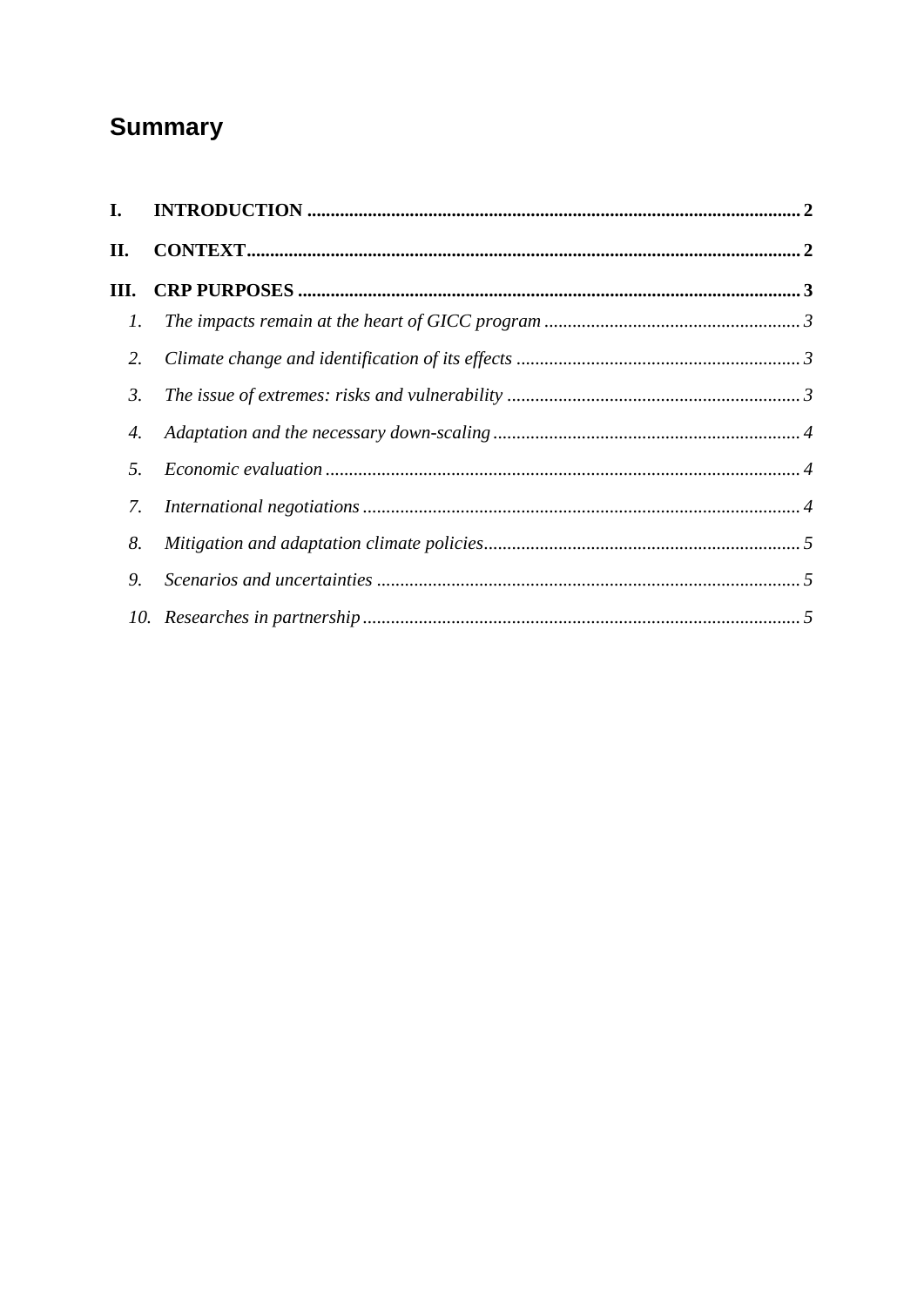## Summary

**I. INTRODUCTION** .......... **2**

**II. CONTEXT** .......... **2**

**III. CRP PURPOSES** .......... **3**

1. *The impacts remain at the heart of GICC program* .......... *3*
2. *Climate change and identification of its effects* .......... *3*
3. *The issue of extremes: risks and vulnerability* .......... *3*
4. *Adaptation and the necessary down-scaling* .......... *4*
5. *Economic evaluation* .......... *4*
7. *International negotiations* .......... *4*
8. *Mitigation and adaptation climate policies* .......... *5*
9. *Scenarios and uncertainties* .......... *5*
10. *Researches in partnership* .......... *5*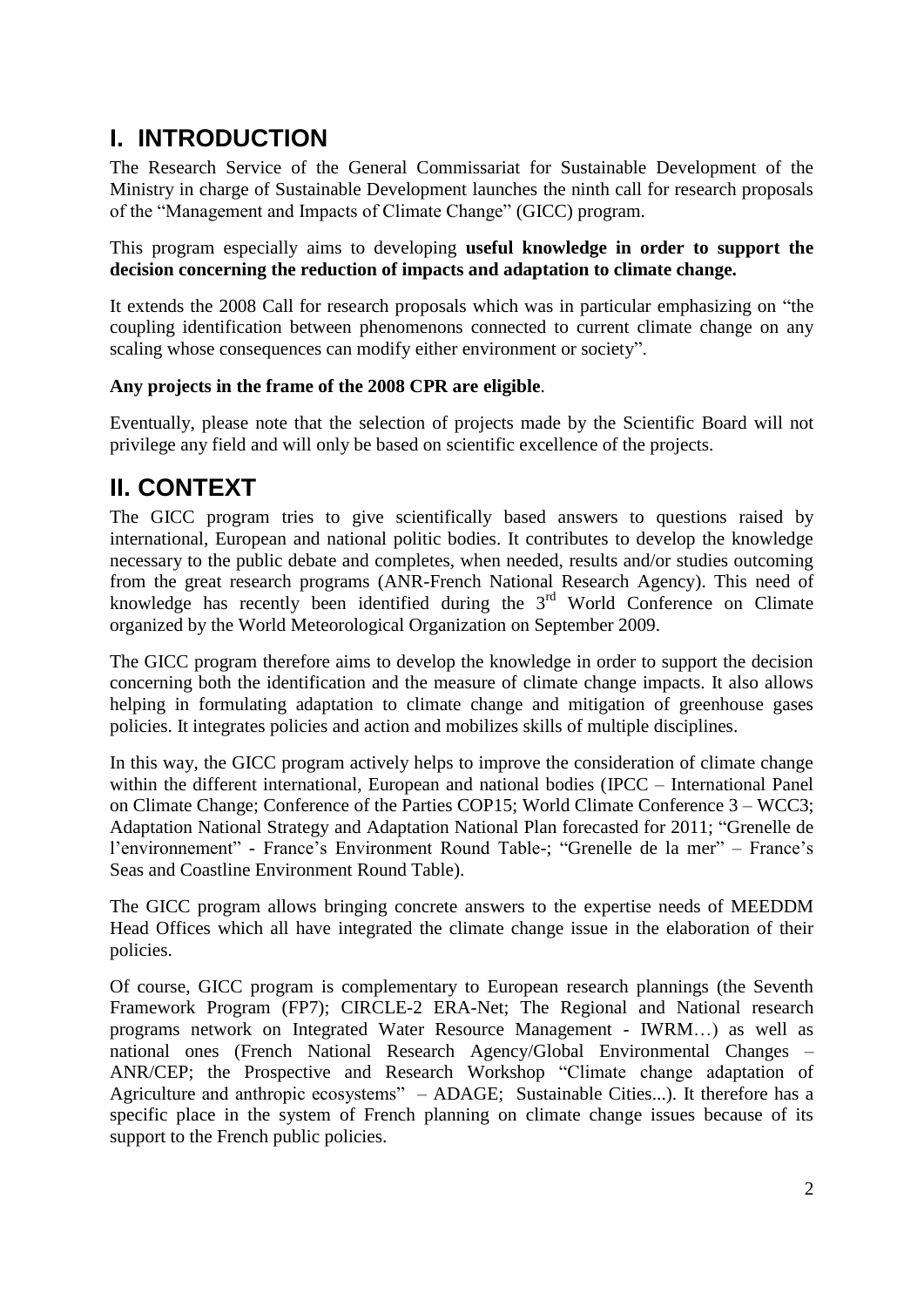# I. INTRODUCTION

The Research Service of the General Commissariat for Sustainable Development of the Ministry in charge of Sustainable Development launches the ninth call for research proposals of the "Management and Impacts of Climate Change" (GICC) program.

This program especially aims to developing **useful knowledge in order to support the decision concerning the reduction of impacts and adaptation to climate change.**

It extends the 2008 Call for research proposals which was in particular emphasizing on "the coupling identification between phenomenons connected to current climate change on any scaling whose consequences can modify either environment or society".

**Any projects in the frame of the 2008 CPR are eligible**.

Eventually, please note that the selection of projects made by the Scientific Board will not privilege any field and will only be based on scientific excellence of the projects.

# II. CONTEXT

The GICC program tries to give scientifically based answers to questions raised by international, European and national politic bodies. It contributes to develop the knowledge necessary to the public debate and completes, when needed, results and/or studies outcoming from the great research programs (ANR-French National Research Agency). This need of knowledge has recently been identified during the 3rd World Conference on Climate organized by the World Meteorological Organization on September 2009.

The GICC program therefore aims to develop the knowledge in order to support the decision concerning both the identification and the measure of climate change impacts. It also allows helping in formulating adaptation to climate change and mitigation of greenhouse gases policies. It integrates policies and action and mobilizes skills of multiple disciplines.

In this way, the GICC program actively helps to improve the consideration of climate change within the different international, European and national bodies (IPCC – International Panel on Climate Change; Conference of the Parties COP15; World Climate Conference 3 – WCC3; Adaptation National Strategy and Adaptation National Plan forecasted for 2011; "Grenelle de l'environnement" - France's Environment Round Table-; "Grenelle de la mer" – France's Seas and Coastline Environment Round Table).

The GICC program allows bringing concrete answers to the expertise needs of MEEDDM Head Offices which all have integrated the climate change issue in the elaboration of their policies.

Of course, GICC program is complementary to European research plannings (the Seventh Framework Program (FP7); CIRCLE-2 ERA-Net; The Regional and National research programs network on Integrated Water Resource Management - IWRM…) as well as national ones (French National Research Agency/Global Environmental Changes – ANR/CEP; the Prospective and Research Workshop "Climate change adaptation of Agriculture and anthropic ecosystems" – ADAGE; Sustainable Cities...). It therefore has a specific place in the system of French planning on climate change issues because of its support to the French public policies.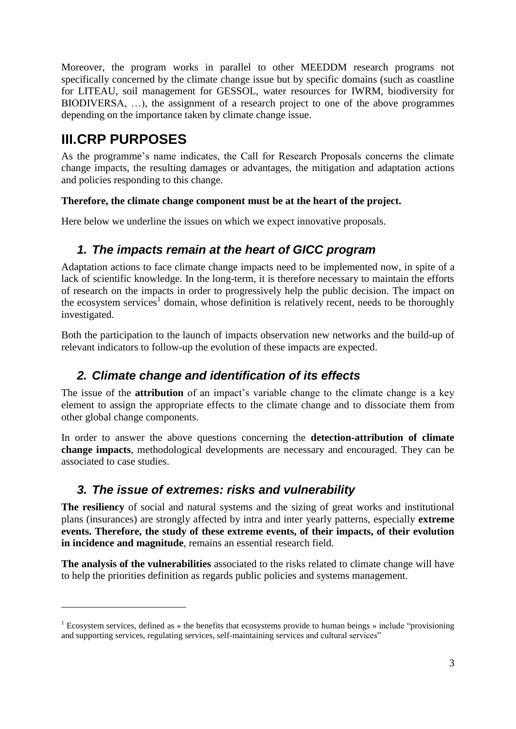Moreover, the program works in parallel to other MEEDDM research programs not specifically concerned by the climate change issue but by specific domains (such as coastline for LITEAU, soil management for GESSOL, water resources for IWRM, biodiversity for BIODIVERSA, …), the assignment of a research project to one of the above programmes depending on the importance taken by climate change issue.

# III.CRP PURPOSES

As the programme's name indicates, the Call for Research Proposals concerns the climate change impacts, the resulting damages or advantages, the mitigation and adaptation actions and policies responding to this change.

**Therefore, the climate change component must be at the heart of the project.**

Here below we underline the issues on which we expect innovative proposals.

## *1. The impacts remain at the heart of GICC program*

Adaptation actions to face climate change impacts need to be implemented now, in spite of a lack of scientific knowledge. In the long-term, it is therefore necessary to maintain the efforts of research on the impacts in order to progressively help the public decision. The impact on the ecosystem services[1] domain, whose definition is relatively recent, needs to be thoroughly investigated.

Both the participation to the launch of impacts observation new networks and the build-up of relevant indicators to follow-up the evolution of these impacts are expected.

## *2. Climate change and identification of its effects*

The issue of the **attribution** of an impact's variable change to the climate change is a key element to assign the appropriate effects to the climate change and to dissociate them from other global change components.

In order to answer the above questions concerning the **detection-attribution of climate change impacts**, methodological developments are necessary and encouraged. They can be associated to case studies.

## *3. The issue of extremes: risks and vulnerability*

**The resiliency** of social and natural systems and the sizing of great works and institutional plans (insurances) are strongly affected by intra and inter yearly patterns, especially **extreme events. Therefore, the study of these extreme events, of their impacts, of their evolution in incidence and magnitude**, remains an essential research field.

**The analysis of the vulnerabilities** associated to the risks related to climate change will have to help the priorities definition as regards public policies and systems management.

[1] Ecosystem services, defined as « the benefits that ecosystems provide to human beings » include "provisioning and supporting services, regulating services, self-maintaining services and cultural services"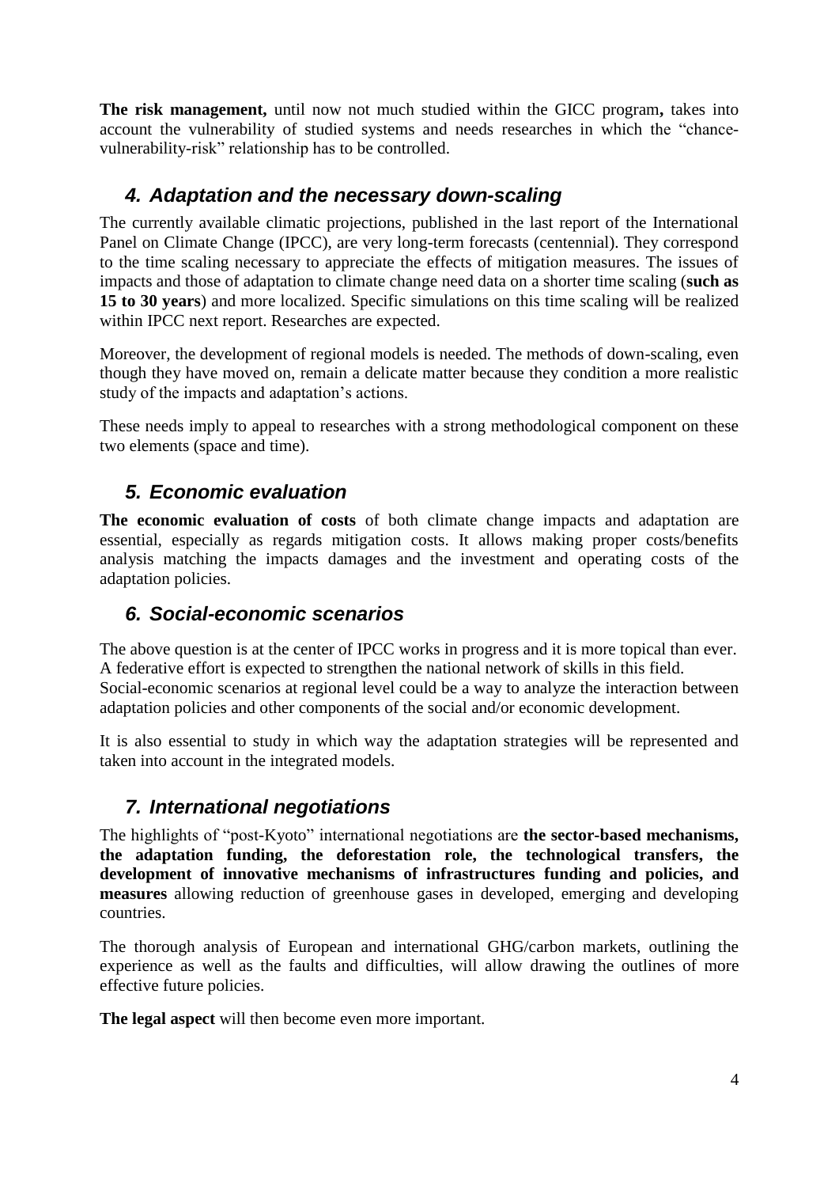**The risk management,** until now not much studied within the GICC program**,** takes into account the vulnerability of studied systems and needs researches in which the "chance-vulnerability-risk" relationship has to be controlled.

## *4. Adaptation and the necessary down-scaling*

The currently available climatic projections, published in the last report of the International Panel on Climate Change (IPCC), are very long-term forecasts (centennial). They correspond to the time scaling necessary to appreciate the effects of mitigation measures. The issues of impacts and those of adaptation to climate change need data on a shorter time scaling (**such as 15 to 30 years**) and more localized. Specific simulations on this time scaling will be realized within IPCC next report. Researches are expected.

Moreover, the development of regional models is needed. The methods of down-scaling, even though they have moved on, remain a delicate matter because they condition a more realistic study of the impacts and adaptation's actions.

These needs imply to appeal to researches with a strong methodological component on these two elements (space and time).

## *5. Economic evaluation*

**The economic evaluation of costs** of both climate change impacts and adaptation are essential, especially as regards mitigation costs. It allows making proper costs/benefits analysis matching the impacts damages and the investment and operating costs of the adaptation policies.

## *6. Social-economic scenarios*

The above question is at the center of IPCC works in progress and it is more topical than ever. A federative effort is expected to strengthen the national network of skills in this field.
Social-economic scenarios at regional level could be a way to analyze the interaction between adaptation policies and other components of the social and/or economic development.

It is also essential to study in which way the adaptation strategies will be represented and taken into account in the integrated models.

## *7. International negotiations*

The highlights of "post-Kyoto" international negotiations are **the sector-based mechanisms, the adaptation funding, the deforestation role, the technological transfers, the development of innovative mechanisms of infrastructures funding and policies, and measures** allowing reduction of greenhouse gases in developed, emerging and developing countries.

The thorough analysis of European and international GHG/carbon markets, outlining the experience as well as the faults and difficulties, will allow drawing the outlines of more effective future policies.

**The legal aspect** will then become even more important.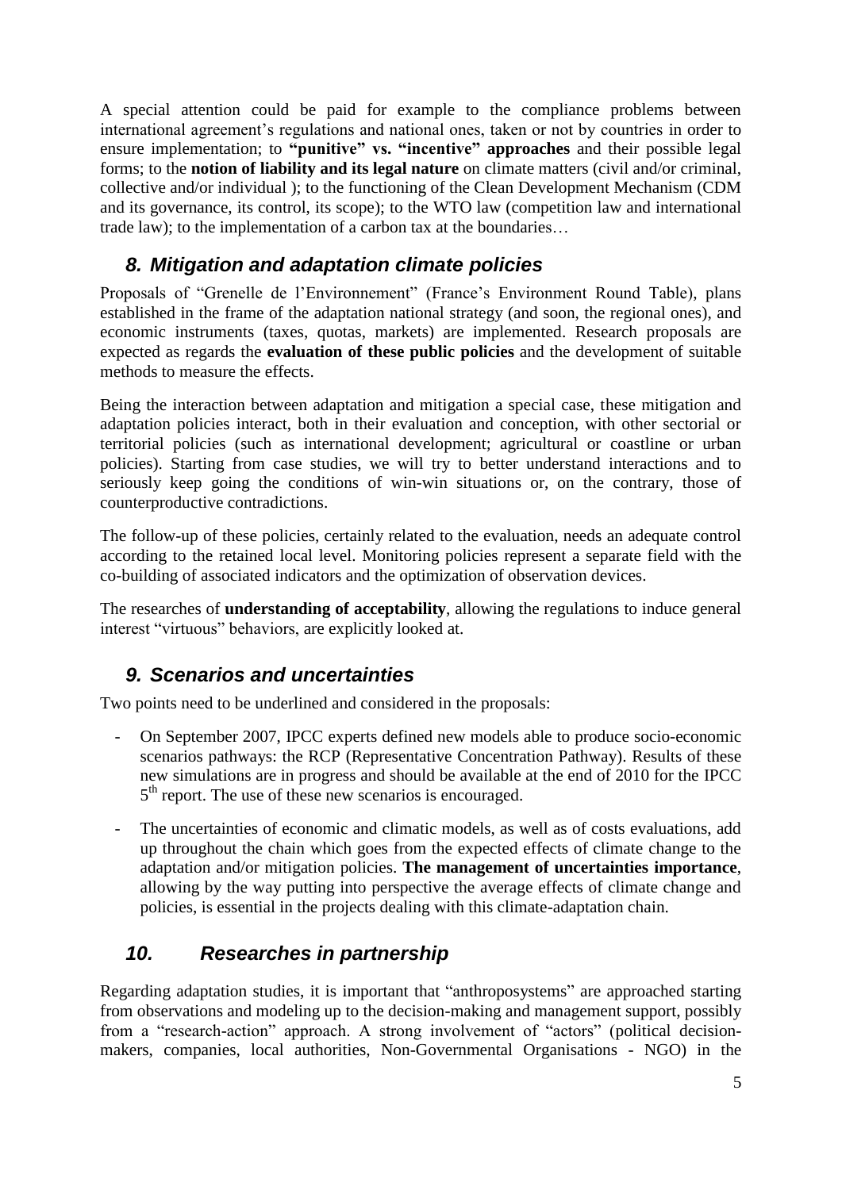A special attention could be paid for example to the compliance problems between international agreement's regulations and national ones, taken or not by countries in order to ensure implementation; to **"punitive" vs. "incentive" approaches** and their possible legal forms; to the **notion of liability and its legal nature** on climate matters (civil and/or criminal, collective and/or individual ); to the functioning of the Clean Development Mechanism (CDM and its governance, its control, its scope); to the WTO law (competition law and international trade law); to the implementation of a carbon tax at the boundaries…

## *8. Mitigation and adaptation climate policies*

Proposals of "Grenelle de l'Environnement" (France's Environment Round Table), plans established in the frame of the adaptation national strategy (and soon, the regional ones), and economic instruments (taxes, quotas, markets) are implemented. Research proposals are expected as regards the **evaluation of these public policies** and the development of suitable methods to measure the effects.

Being the interaction between adaptation and mitigation a special case, these mitigation and adaptation policies interact, both in their evaluation and conception, with other sectorial or territorial policies (such as international development; agricultural or coastline or urban policies). Starting from case studies, we will try to better understand interactions and to seriously keep going the conditions of win-win situations or, on the contrary, those of counterproductive contradictions.

The follow-up of these policies, certainly related to the evaluation, needs an adequate control according to the retained local level. Monitoring policies represent a separate field with the co-building of associated indicators and the optimization of observation devices.

The researches of **understanding of acceptability**, allowing the regulations to induce general interest "virtuous" behaviors, are explicitly looked at.

## *9. Scenarios and uncertainties*

Two points need to be underlined and considered in the proposals:

- On September 2007, IPCC experts defined new models able to produce socio-economic scenarios pathways: the RCP (Representative Concentration Pathway). Results of these new simulations are in progress and should be available at the end of 2010 for the IPCC 5th report. The use of these new scenarios is encouraged.
- The uncertainties of economic and climatic models, as well as of costs evaluations, add up throughout the chain which goes from the expected effects of climate change to the adaptation and/or mitigation policies. **The management of uncertainties importance**, allowing by the way putting into perspective the average effects of climate change and policies, is essential in the projects dealing with this climate-adaptation chain.

## *10. Researches in partnership*

Regarding adaptation studies, it is important that "anthroposystems" are approached starting from observations and modeling up to the decision-making and management support, possibly from a "research-action" approach. A strong involvement of "actors" (political decision-makers, companies, local authorities, Non-Governmental Organisations - NGO) in the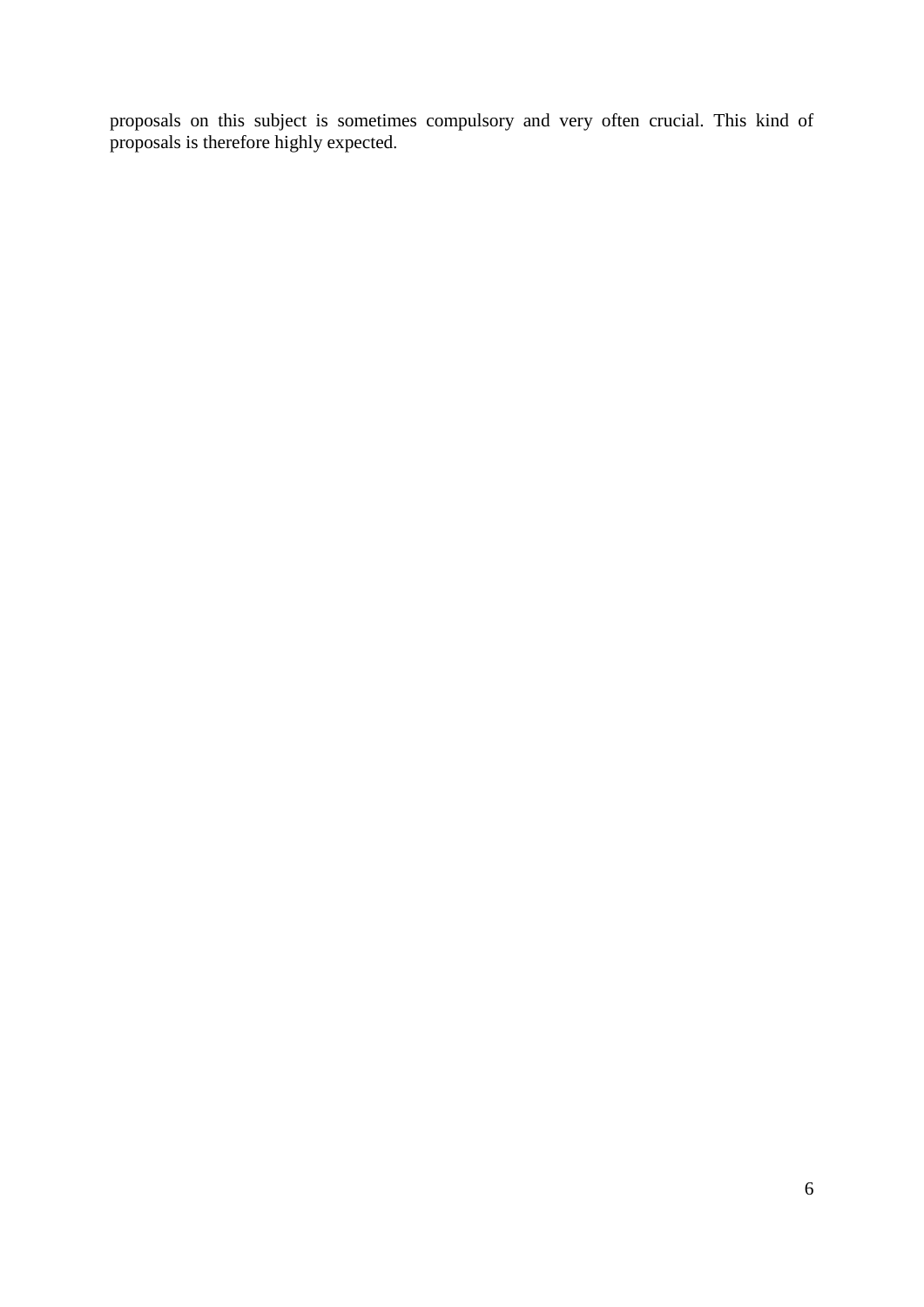proposals on this subject is sometimes compulsory and very often crucial. This kind of proposals is therefore highly expected.